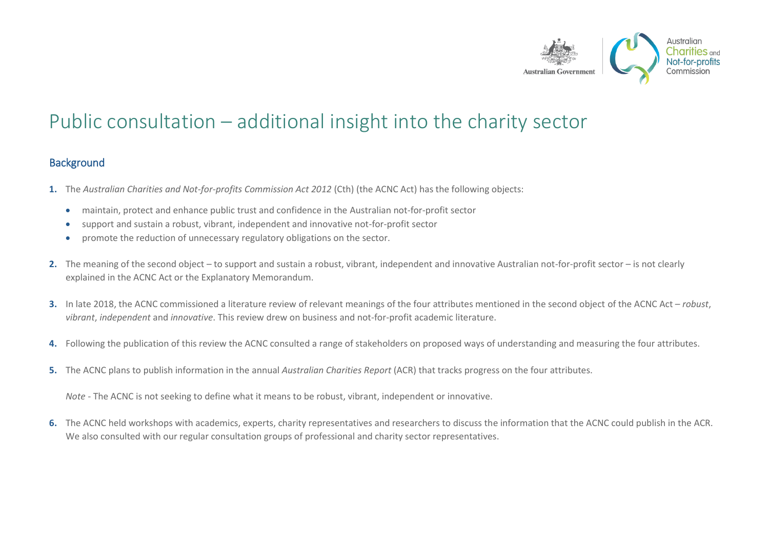# Public consultation – additional insight into the charity sector

## Background

**1.** The *Australian Charities and Not-for-profits Commission Act 2012* (Cth) (the ACNC Act) has the following objects:

- maintain, protect and enhance public trust and confidence in the Australian not-for-profit sector
- support and sustain a robust, vibrant, independent and innovative not-for-profit sector
- promote the reduction of unnecessary regulatory obligations on the sector.

**2.** The meaning of the second object – to support and sustain a robust, vibrant, independent and innovative Australian not-for-profit sector – is not clearly explained in the ACNC Act or the Explanatory Memorandum.

**3.** In late 2018, the ACNC commissioned a literature review of relevant meanings of the four attributes mentioned in the second object of the ACNC Act – *robust*, *vibrant*, *independent* and *innovative*. This review drew on business and not-for-profit academic literature.

**4.** Following the publication of this review the ACNC consulted a range of stakeholders on proposed ways of understanding and measuring the four attributes.

**5.** The ACNC plans to publish information in the annual *Australian Charities Report* (ACR) that tracks progress on the four attributes.

*Note* - The ACNC is not seeking to define what it means to be robust, vibrant, independent or innovative.

**6.** The ACNC held workshops with academics, experts, charity representatives and researchers to discuss the information that the ACNC could publish in the ACR. We also consulted with our regular consultation groups of professional and charity sector representatives.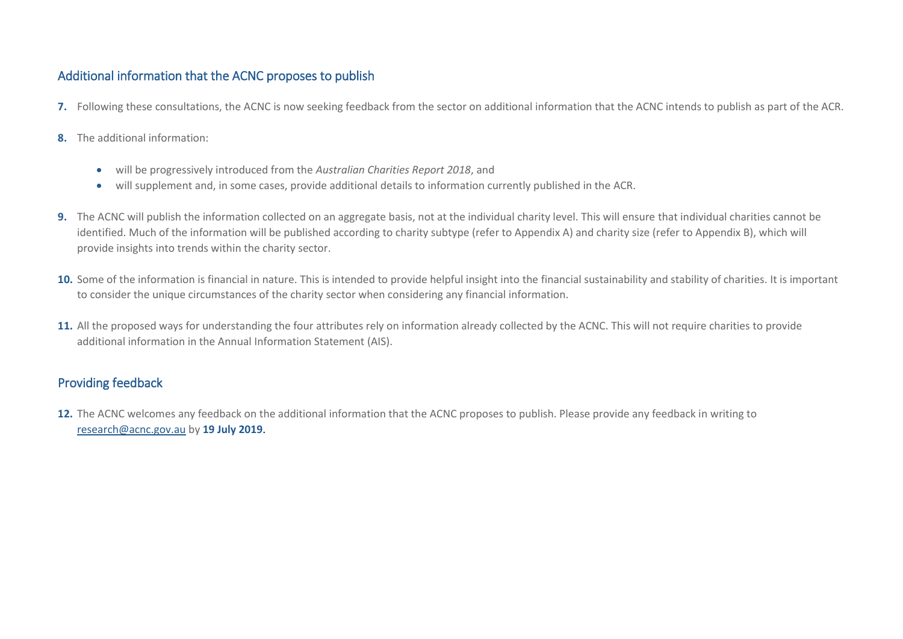## Additional information that the ACNC proposes to publish

**7.** Following these consultations, the ACNC is now seeking feedback from the sector on additional information that the ACNC intends to publish as part of the ACR.

**8.** The additional information:

- will be progressively introduced from the *Australian Charities Report 2018*, and
- will supplement and, in some cases, provide additional details to information currently published in the ACR.

**9.** The ACNC will publish the information collected on an aggregate basis, not at the individual charity level. This will ensure that individual charities cannot be identified. Much of the information will be published according to charity subtype (refer to Appendix A) and charity size (refer to Appendix B), which will provide insights into trends within the charity sector.

**10.** Some of the information is financial in nature. This is intended to provide helpful insight into the financial sustainability and stability of charities. It is important to consider the unique circumstances of the charity sector when considering any financial information.

**11.** All the proposed ways for understanding the four attributes rely on information already collected by the ACNC. This will not require charities to provide additional information in the Annual Information Statement (AIS).

## Providing feedback

**12.** The ACNC welcomes any feedback on the additional information that the ACNC proposes to publish. Please provide any feedback in writing to research@acnc.gov.au by **19 July 2019**.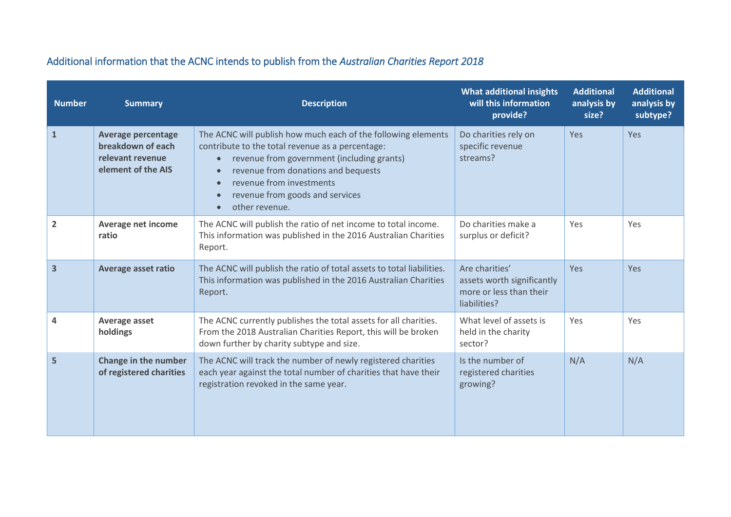## Additional information that the ACNC intends to publish from the *Australian Charities Report 2018*

| Number | Summary | Description | What additional insights will this information provide? | Additional analysis by size? | Additional analysis by subtype? |
|---|---|---|---|---|---|
| 1 | **Average percentage breakdown of each relevant revenue element of the AIS** | The ACNC will publish how much each of the following elements contribute to the total revenue as a percentage:<br>• revenue from government (including grants)<br>• revenue from donations and bequests<br>• revenue from investments<br>• revenue from goods and services<br>• other revenue. | Do charities rely on specific revenue streams? | Yes | Yes |
| 2 | **Average net income ratio** | The ACNC will publish the ratio of net income to total income. This information was published in the 2016 Australian Charities Report. | Do charities make a surplus or deficit? | Yes | Yes |
| 3 | **Average asset ratio** | The ACNC will publish the ratio of total assets to total liabilities. This information was published in the 2016 Australian Charities Report. | Are charities' assets worth significantly more or less than their liabilities? | Yes | Yes |
| 4 | **Average asset holdings** | The ACNC currently publishes the total assets for all charities. From the 2018 Australian Charities Report, this will be broken down further by charity subtype and size. | What level of assets is held in the charity sector? | Yes | Yes |
| 5 | **Change in the number of registered charities** | The ACNC will track the number of newly registered charities each year against the total number of charities that have their registration revoked in the same year. | Is the number of registered charities growing? | N/A | N/A |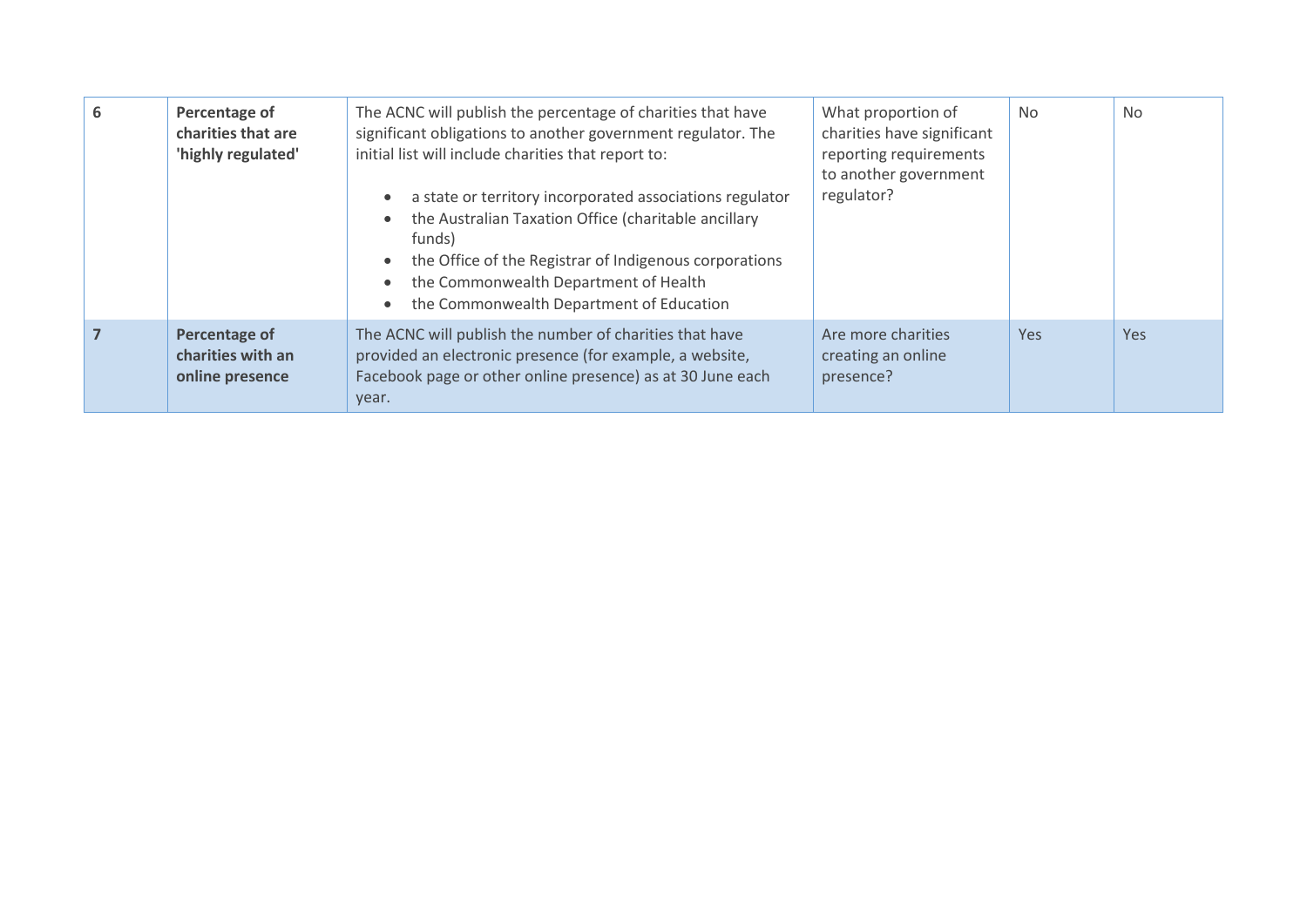| 6 | **Percentage of charities that are 'highly regulated'** | The ACNC will publish the percentage of charities that have significant obligations to another government regulator. The initial list will include charities that report to:<br><br>• a state or territory incorporated associations regulator<br>• the Australian Taxation Office (charitable ancillary funds)<br>• the Office of the Registrar of Indigenous corporations<br>• the Commonwealth Department of Health<br>• the Commonwealth Department of Education | What proportion of charities have significant reporting requirements to another government regulator? | No | No |
|---|---|---|---|---|---|
| 7 | **Percentage of charities with an online presence** | The ACNC will publish the number of charities that have provided an electronic presence (for example, a website, Facebook page or other online presence) as at 30 June each year. | Are more charities creating an online presence? | Yes | Yes |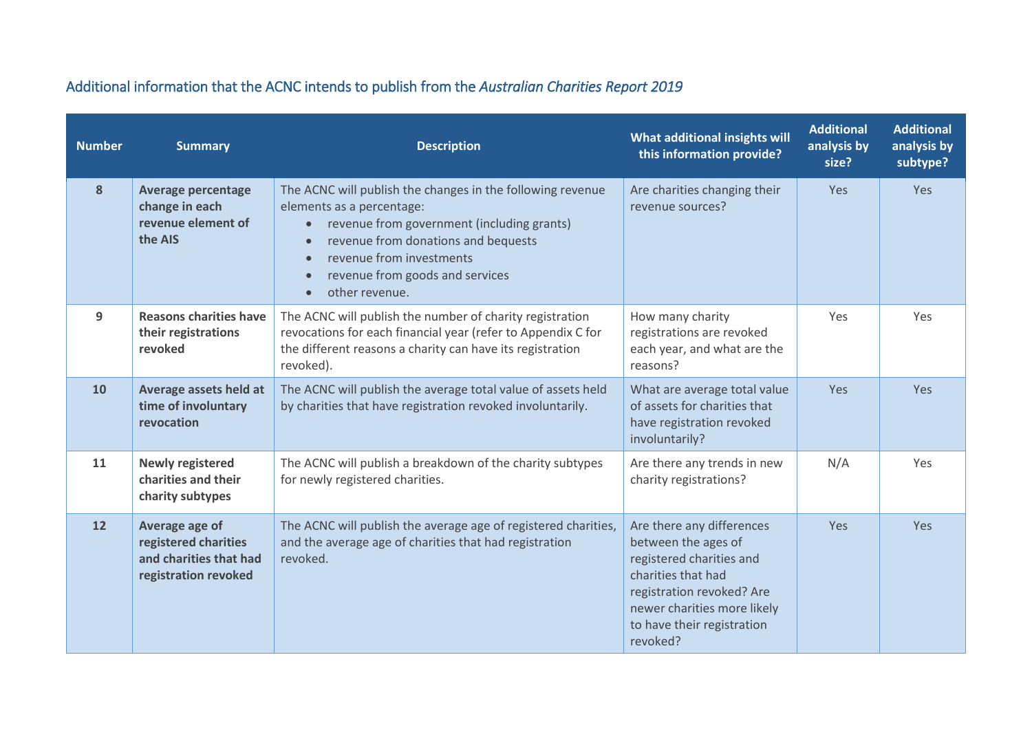## Additional information that the ACNC intends to publish from the *Australian Charities Report 2019*

| Number | Summary | Description | What additional insights will this information provide? | Additional analysis by size? | Additional analysis by subtype? |
|---|---|---|---|---|---|
| 8 | **Average percentage change in each revenue element of the AIS** | The ACNC will publish the changes in the following revenue elements as a percentage:<br>• revenue from government (including grants)<br>• revenue from donations and bequests<br>• revenue from investments<br>• revenue from goods and services<br>• other revenue. | Are charities changing their revenue sources? | Yes | Yes |
| 9 | **Reasons charities have their registrations revoked** | The ACNC will publish the number of charity registration revocations for each financial year (refer to Appendix C for the different reasons a charity can have its registration revoked). | How many charity registrations are revoked each year, and what are the reasons? | Yes | Yes |
| 10 | **Average assets held at time of involuntary revocation** | The ACNC will publish the average total value of assets held by charities that have registration revoked involuntarily. | What are average total value of assets for charities that have registration revoked involuntarily? | Yes | Yes |
| 11 | **Newly registered charities and their charity subtypes** | The ACNC will publish a breakdown of the charity subtypes for newly registered charities. | Are there any trends in new charity registrations? | N/A | Yes |
| 12 | **Average age of registered charities and charities that had registration revoked** | The ACNC will publish the average age of registered charities, and the average age of charities that had registration revoked. | Are there any differences between the ages of registered charities and charities that had registration revoked? Are newer charities more likely to have their registration revoked? | Yes | Yes |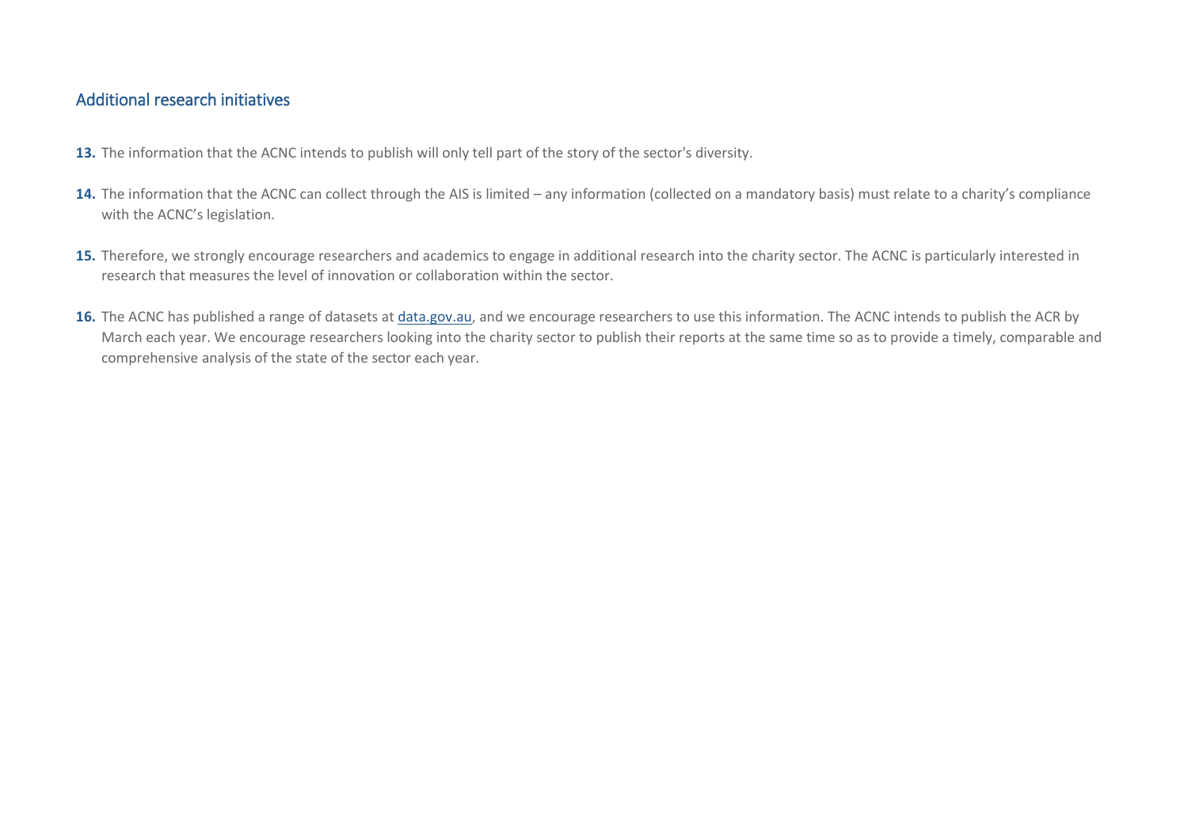## Additional research initiatives

**13.** The information that the ACNC intends to publish will only tell part of the story of the sector's diversity.

**14.** The information that the ACNC can collect through the AIS is limited – any information (collected on a mandatory basis) must relate to a charity's compliance with the ACNC's legislation.

**15.** Therefore, we strongly encourage researchers and academics to engage in additional research into the charity sector. The ACNC is particularly interested in research that measures the level of innovation or collaboration within the sector.

**16.** The ACNC has published a range of datasets at data.gov.au, and we encourage researchers to use this information. The ACNC intends to publish the ACR by March each year. We encourage researchers looking into the charity sector to publish their reports at the same time so as to provide a timely, comparable and comprehensive analysis of the state of the sector each year.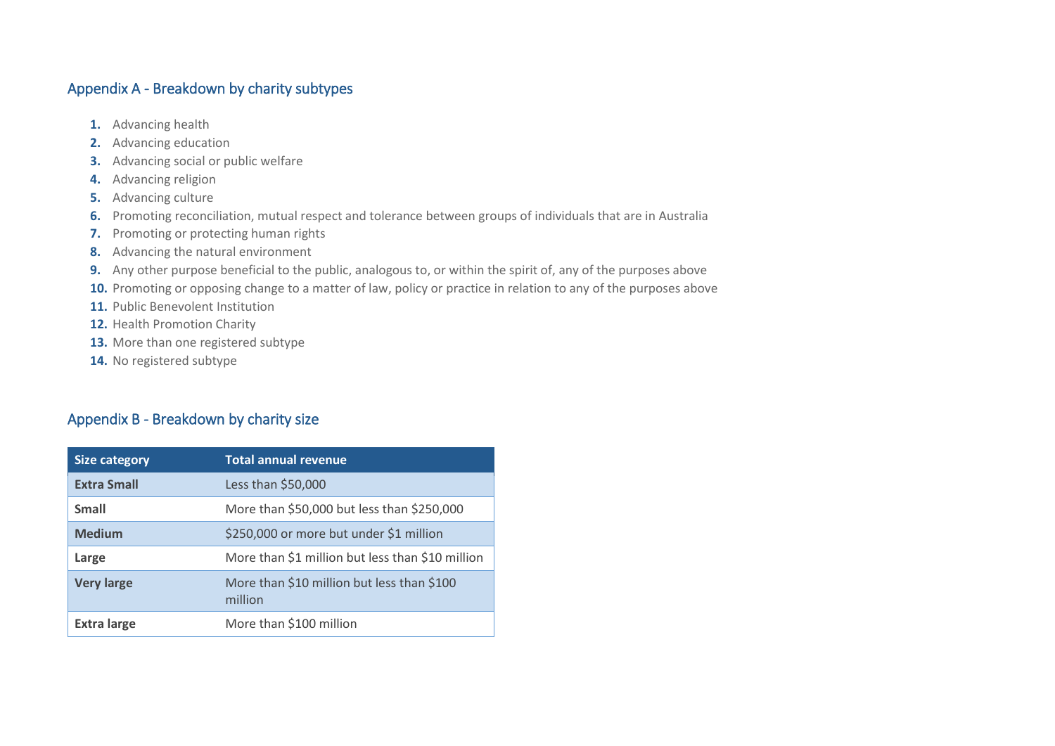## Appendix A - Breakdown by charity subtypes

1. Advancing health
2. Advancing education
3. Advancing social or public welfare
4. Advancing religion
5. Advancing culture
6. Promoting reconciliation, mutual respect and tolerance between groups of individuals that are in Australia
7. Promoting or protecting human rights
8. Advancing the natural environment
9. Any other purpose beneficial to the public, analogous to, or within the spirit of, any of the purposes above
10. Promoting or opposing change to a matter of law, policy or practice in relation to any of the purposes above
11. Public Benevolent Institution
12. Health Promotion Charity
13. More than one registered subtype
14. No registered subtype

## Appendix B - Breakdown by charity size

| Size category | Total annual revenue |
|---|---|
| **Extra Small** | Less than $50,000 |
| **Small** | More than $50,000 but less than $250,000 |
| **Medium** | $250,000 or more but under $1 million |
| **Large** | More than $1 million but less than $10 million |
| **Very large** | More than $10 million but less than $100 million |
| **Extra large** | More than $100 million |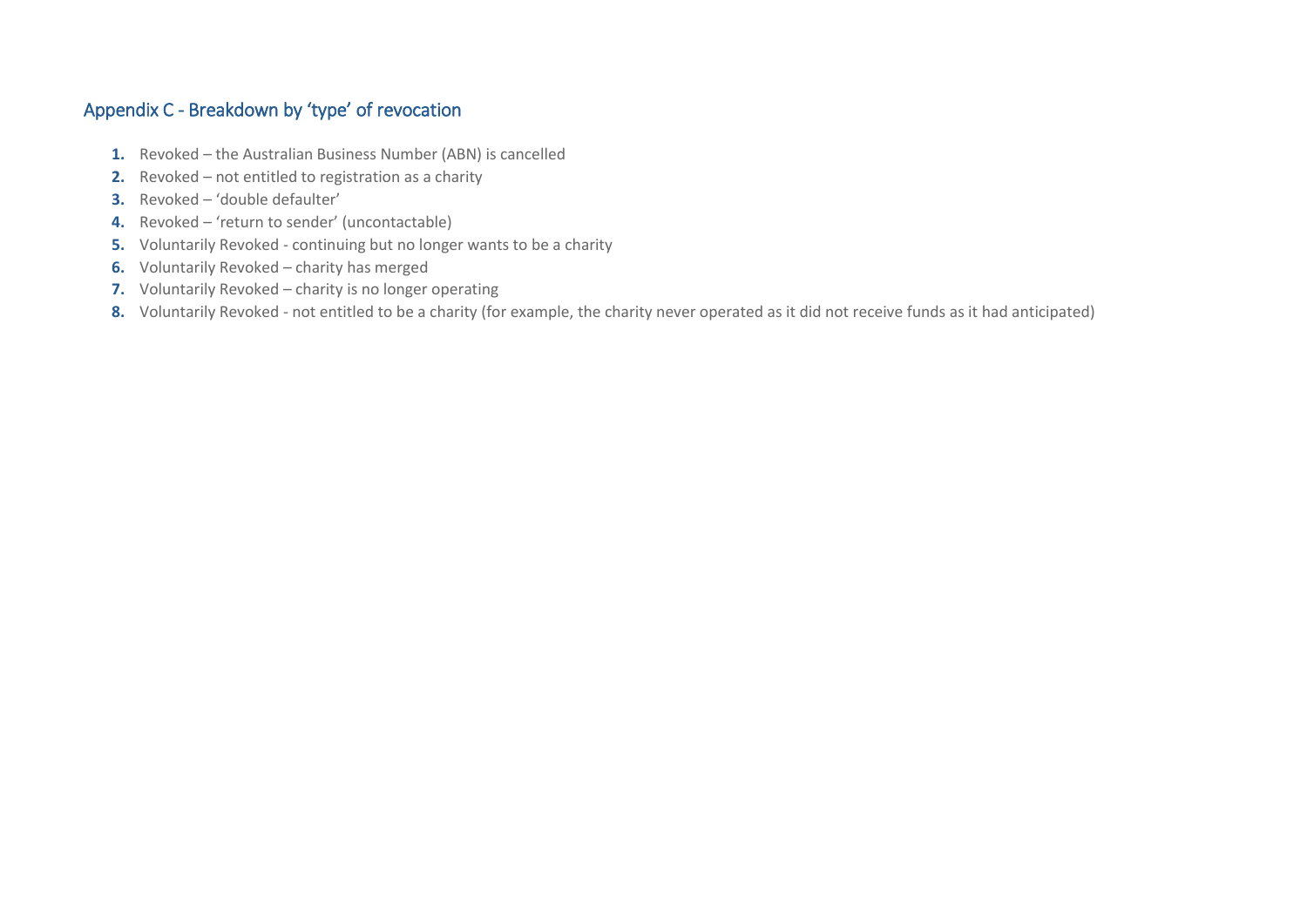## Appendix C - Breakdown by 'type' of revocation

1. Revoked – the Australian Business Number (ABN) is cancelled
2. Revoked – not entitled to registration as a charity
3. Revoked – 'double defaulter'
4. Revoked – 'return to sender' (uncontactable)
5. Voluntarily Revoked - continuing but no longer wants to be a charity
6. Voluntarily Revoked – charity has merged
7. Voluntarily Revoked – charity is no longer operating
8. Voluntarily Revoked - not entitled to be a charity (for example, the charity never operated as it did not receive funds as it had anticipated)